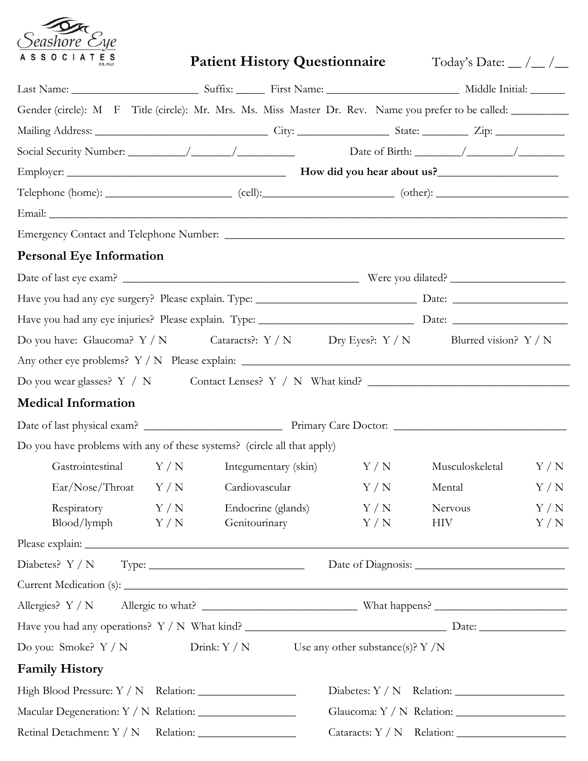Seashore Eye ASSOCIATES O.D., PLLC

# Patient History Questionnaire

Today's Date: __ /__ /__

Last Name: ______________________ Suffix: _____ First Name: ______________________ Middle Initial: ______

Gender (circle): M F Title (circle): Mr. Mrs. Ms. Miss Master Dr. Rev. Name you prefer to be called: __________

Mailing Address: ______________________________ City: ________________ State: ________ Zip: ____________

Social Security Number: __________/_______/__________ Date of Birth: ________/________/________

Employer: ______________________________________ **How did you hear about us?**_____________________

Telephone (home): _____________________ (cell):______________________ (other): ______________________

Email: ______________________________________________________________________________________

Emergency Contact and Telephone Number: ____________________________________________________________

## Personal Eye Information

Date of last eye exam? ________________________________________ Were you dilated? ____________________

Have you had any eye surgery? Please explain. Type: ____________________________ Date: ____________________

Have you had any eye injuries? Please explain. Type: ____________________________ Date: ____________________

Do you have: Glaucoma? Y / N Cataracts?: Y / N Dry Eyes?: Y / N Blurred vision? Y / N

Any other eye problems? Y / N Please explain: ________________________________________________________

Do you wear glasses? Y / N Contact Lenses? Y / N What kind? ____________________________________

## Medical Information

Date of last physical exam? ________________________ Primary Care Doctor: ______________________________

Do you have problems with any of these systems? (circle all that apply)

| | | | | | |
|---|---|---|---|---|---|
| Gastrointestinal | Y / N | Integumentary (skin) | Y / N | Musculoskeletal | Y / N |
| Ear/Nose/Throat | Y / N | Cardiovascular | Y / N | Mental | Y / N |
| Respiratory | Y / N | Endocrine (glands) | Y / N | Nervous | Y / N |
| Blood/lymph | Y / N | Genitourinary | Y / N | HIV | Y / N |

Please explain: ________________________________________________________________________________

Diabetes? Y / N Type: ___________________________ Date of Diagnosis: ___________________________

Current Medication (s): __________________________________________________________________________

Allergies? Y / N Allergic to what? ___________________________ What happens? _______________________

Have you had any operations? Y / N What kind? ____________________________________ Date: _______________

Do you: Smoke? Y / N Drink: Y / N Use any other substance(s)? Y /N

## Family History

High Blood Pressure: Y / N Relation: _________________ Diabetes: Y / N Relation: ___________________

Macular Degeneration: Y / N Relation: _________________ Glaucoma: Y / N Relation: ___________________

Retinal Detachment: Y / N Relation: _________________ Cataracts: Y / N Relation: ___________________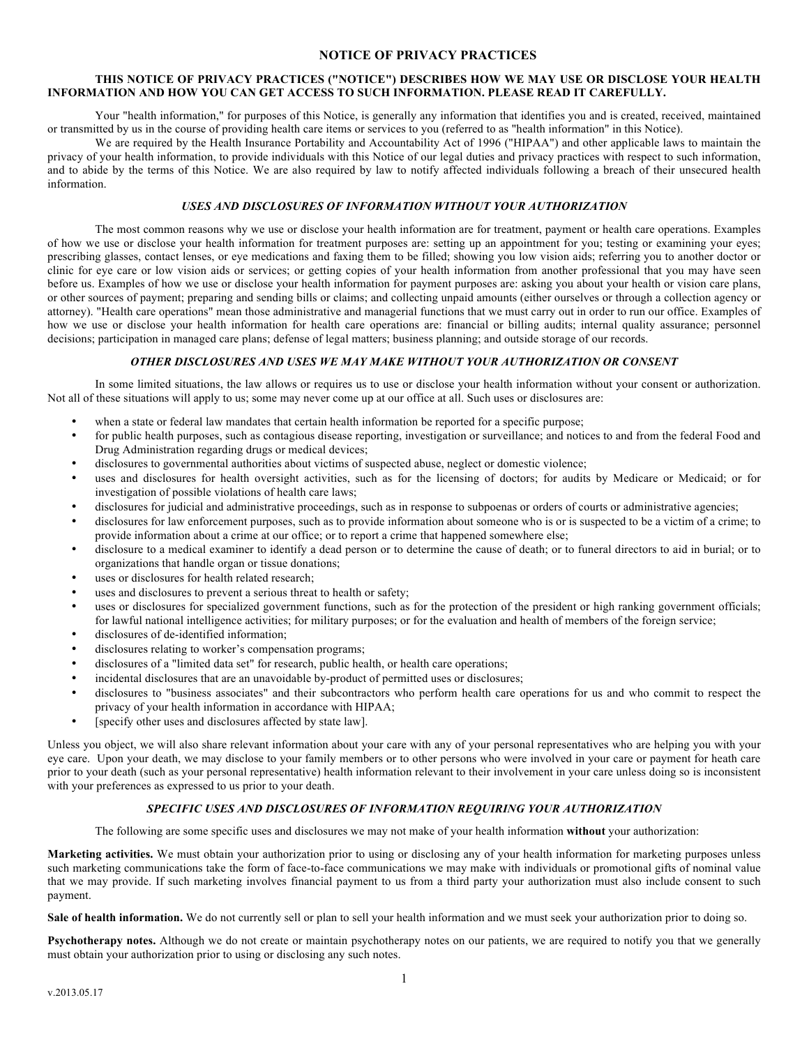# NOTICE OF PRIVACY PRACTICES

**THIS NOTICE OF PRIVACY PRACTICES ("NOTICE") DESCRIBES HOW WE MAY USE OR DISCLOSE YOUR HEALTH INFORMATION AND HOW YOU CAN GET ACCESS TO SUCH INFORMATION. PLEASE READ IT CAREFULLY.**

Your "health information," for purposes of this Notice, is generally any information that identifies you and is created, received, maintained or transmitted by us in the course of providing health care items or services to you (referred to as "health information" in this Notice).

We are required by the Health Insurance Portability and Accountability Act of 1996 ("HIPAA") and other applicable laws to maintain the privacy of your health information, to provide individuals with this Notice of our legal duties and privacy practices with respect to such information, and to abide by the terms of this Notice. We are also required by law to notify affected individuals following a breach of their unsecured health information.

### *USES AND DISCLOSURES OF INFORMATION WITHOUT YOUR AUTHORIZATION*

The most common reasons why we use or disclose your health information are for treatment, payment or health care operations. Examples of how we use or disclose your health information for treatment purposes are: setting up an appointment for you; testing or examining your eyes; prescribing glasses, contact lenses, or eye medications and faxing them to be filled; showing you low vision aids; referring you to another doctor or clinic for eye care or low vision aids or services; or getting copies of your health information from another professional that you may have seen before us. Examples of how we use or disclose your health information for payment purposes are: asking you about your health or vision care plans, or other sources of payment; preparing and sending bills or claims; and collecting unpaid amounts (either ourselves or through a collection agency or attorney). "Health care operations" mean those administrative and managerial functions that we must carry out in order to run our office. Examples of how we use or disclose your health information for health care operations are: financial or billing audits; internal quality assurance; personnel decisions; participation in managed care plans; defense of legal matters; business planning; and outside storage of our records.

### *OTHER DISCLOSURES AND USES WE MAY MAKE WITHOUT YOUR AUTHORIZATION OR CONSENT*

In some limited situations, the law allows or requires us to use or disclose your health information without your consent or authorization. Not all of these situations will apply to us; some may never come up at our office at all. Such uses or disclosures are:

- when a state or federal law mandates that certain health information be reported for a specific purpose;
- for public health purposes, such as contagious disease reporting, investigation or surveillance; and notices to and from the federal Food and Drug Administration regarding drugs or medical devices;
- disclosures to governmental authorities about victims of suspected abuse, neglect or domestic violence;
- uses and disclosures for health oversight activities, such as for the licensing of doctors; for audits by Medicare or Medicaid; or for investigation of possible violations of health care laws;
- disclosures for judicial and administrative proceedings, such as in response to subpoenas or orders of courts or administrative agencies;
- disclosures for law enforcement purposes, such as to provide information about someone who is or is suspected to be a victim of a crime; to provide information about a crime at our office; or to report a crime that happened somewhere else;
- disclosure to a medical examiner to identify a dead person or to determine the cause of death; or to funeral directors to aid in burial; or to organizations that handle organ or tissue donations;
- uses or disclosures for health related research;
- uses and disclosures to prevent a serious threat to health or safety;
- uses or disclosures for specialized government functions, such as for the protection of the president or high ranking government officials; for lawful national intelligence activities; for military purposes; or for the evaluation and health of members of the foreign service;
- disclosures of de-identified information;
- disclosures relating to worker's compensation programs;
- disclosures of a "limited data set" for research, public health, or health care operations;
- incidental disclosures that are an unavoidable by-product of permitted uses or disclosures;
- disclosures to "business associates" and their subcontractors who perform health care operations for us and who commit to respect the privacy of your health information in accordance with HIPAA;
- [specify other uses and disclosures affected by state law].

Unless you object, we will also share relevant information about your care with any of your personal representatives who are helping you with your eye care. Upon your death, we may disclose to your family members or to other persons who were involved in your care or payment for heath care prior to your death (such as your personal representative) health information relevant to their involvement in your care unless doing so is inconsistent with your preferences as expressed to us prior to your death.

### *SPECIFIC USES AND DISCLOSURES OF INFORMATION REQUIRING YOUR AUTHORIZATION*

The following are some specific uses and disclosures we may not make of your health information **without** your authorization:

**Marketing activities.** We must obtain your authorization prior to using or disclosing any of your health information for marketing purposes unless such marketing communications take the form of face-to-face communications we may make with individuals or promotional gifts of nominal value that we may provide. If such marketing involves financial payment to us from a third party your authorization must also include consent to such payment.

**Sale of health information.** We do not currently sell or plan to sell your health information and we must seek your authorization prior to doing so.

**Psychotherapy notes.** Although we do not create or maintain psychotherapy notes on our patients, we are required to notify you that we generally must obtain your authorization prior to using or disclosing any such notes.

v.2013.05.17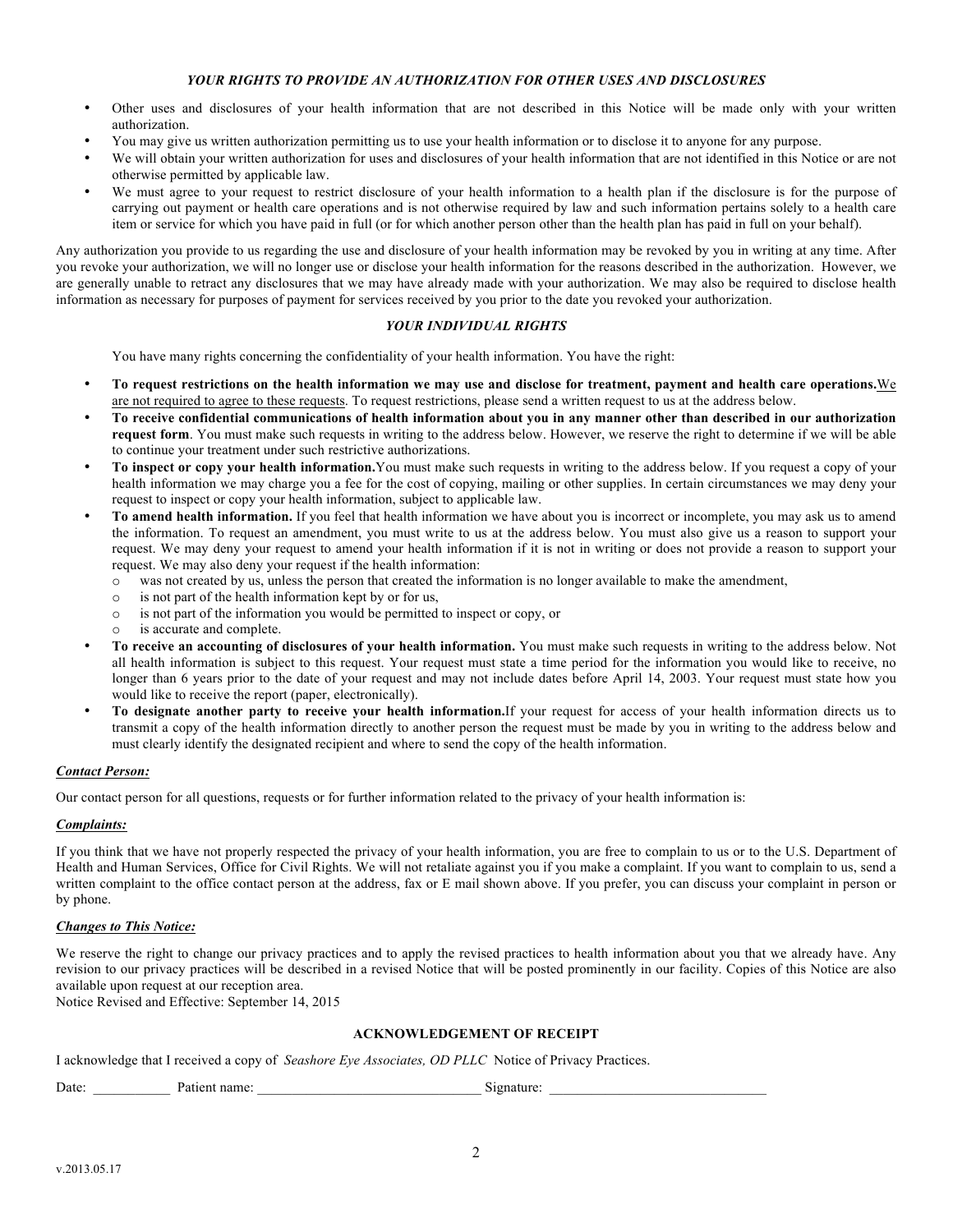### *YOUR RIGHTS TO PROVIDE AN AUTHORIZATION FOR OTHER USES AND DISCLOSURES*

- Other uses and disclosures of your health information that are not described in this Notice will be made only with your written authorization.
- You may give us written authorization permitting us to use your health information or to disclose it to anyone for any purpose.
- We will obtain your written authorization for uses and disclosures of your health information that are not identified in this Notice or are not otherwise permitted by applicable law.
- We must agree to your request to restrict disclosure of your health information to a health plan if the disclosure is for the purpose of carrying out payment or health care operations and is not otherwise required by law and such information pertains solely to a health care item or service for which you have paid in full (or for which another person other than the health plan has paid in full on your behalf).

Any authorization you provide to us regarding the use and disclosure of your health information may be revoked by you in writing at any time. After you revoke your authorization, we will no longer use or disclose your health information for the reasons described in the authorization. However, we are generally unable to retract any disclosures that we may have already made with your authorization. We may also be required to disclose health information as necessary for purposes of payment for services received by you prior to the date you revoked your authorization.

### *YOUR INDIVIDUAL RIGHTS*

You have many rights concerning the confidentiality of your health information. You have the right:

- **To request restrictions on the health information we may use and disclose for treatment, payment and health care operations.** <u>We are not required to agree to these requests</u>. To request restrictions, please send a written request to us at the address below.
- **To receive confidential communications of health information about you in any manner other than described in our authorization request form**. You must make such requests in writing to the address below. However, we reserve the right to determine if we will be able to continue your treatment under such restrictive authorizations.
- **To inspect or copy your health information.** You must make such requests in writing to the address below. If you request a copy of your health information we may charge you a fee for the cost of copying, mailing or other supplies. In certain circumstances we may deny your request to inspect or copy your health information, subject to applicable law.
- **To amend health information.** If you feel that health information we have about you is incorrect or incomplete, you may ask us to amend the information. To request an amendment, you must write to us at the address below. You must also give us a reason to support your request. We may deny your request to amend your health information if it is not in writing or does not provide a reason to support your request. We may also deny your request if the health information:
  - was not created by us, unless the person that created the information is no longer available to make the amendment,
  - is not part of the health information kept by or for us,
  - is not part of the information you would be permitted to inspect or copy, or
  - is accurate and complete.
- **To receive an accounting of disclosures of your health information.** You must make such requests in writing to the address below. Not all health information is subject to this request. Your request must state a time period for the information you would like to receive, no longer than 6 years prior to the date of your request and may not include dates before April 14, 2003. Your request must state how you would like to receive the report (paper, electronically).
- **To designate another party to receive your health information.** If your request for access of your health information directs us to transmit a copy of the health information directly to another person the request must be made by you in writing to the address below and must clearly identify the designated recipient and where to send the copy of the health information.

***<u>Contact Person:</u>***

Our contact person for all questions, requests or for further information related to the privacy of your health information is:

***<u>Complaints:</u>***

If you think that we have not properly respected the privacy of your health information, you are free to complain to us or to the U.S. Department of Health and Human Services, Office for Civil Rights. We will not retaliate against you if you make a complaint. If you want to complain to us, send a written complaint to the office contact person at the address, fax or E mail shown above. If you prefer, you can discuss your complaint in person or by phone.

***<u>Changes to This Notice:</u>***

We reserve the right to change our privacy practices and to apply the revised practices to health information about you that we already have. Any revision to our privacy practices will be described in a revised Notice that will be posted prominently in our facility. Copies of this Notice are also available upon request at our reception area.

Notice Revised and Effective: September 14, 2015

### ACKNOWLEDGEMENT OF RECEIPT

I acknowledge that I received a copy of *Seashore Eye Associates, OD PLLC* Notice of Privacy Practices.

Date: ___________ Patient name: _______________________________ Signature: ______________________________

v.2013.05.17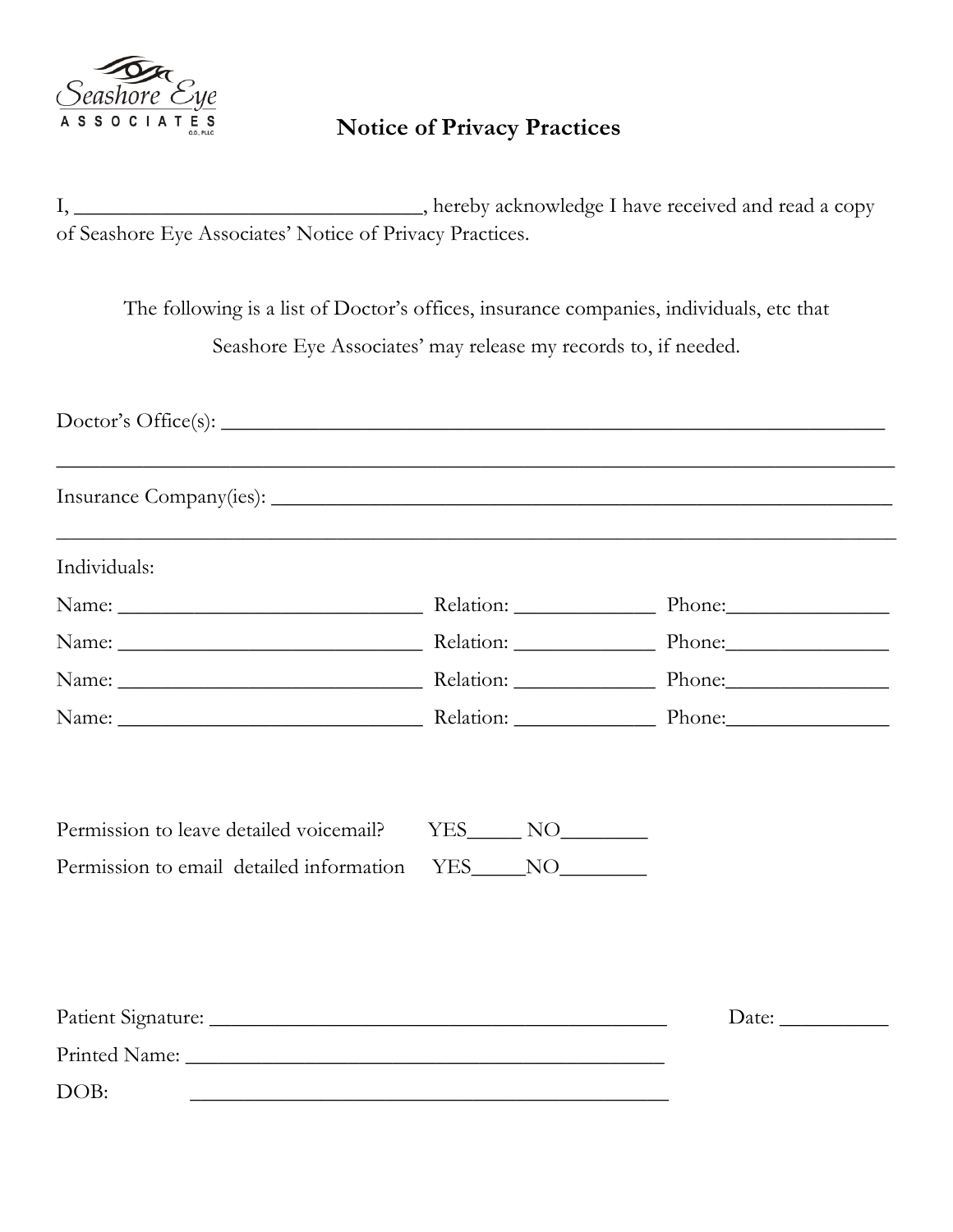Seashore Eye
ASSOCIATES
O.D., PLLC

# Notice of Privacy Practices

I, ________________________________, hereby acknowledge I have received and read a copy of Seashore Eye Associates' Notice of Privacy Practices.

The following is a list of Doctor's offices, insurance companies, individuals, etc that Seashore Eye Associates' may release my records to, if needed.

Doctor's Office(s): ______________________________________________________________

_________________________________________________________________________________

Insurance Company(ies): __________________________________________________________

_________________________________________________________________________________

Individuals:

Name: ____________________________ Relation: _____________ Phone:_______________

Name: ____________________________ Relation: _____________ Phone:_______________

Name: ____________________________ Relation: _____________ Phone:_______________

Name: ____________________________ Relation: _____________ Phone:_______________

Permission to leave detailed voicemail? YES_____ NO________

Permission to email detailed information YES_____NO________

Patient Signature: ___________________________________________ Date: __________

Printed Name: ______________________________________________

DOB: ______________________________________________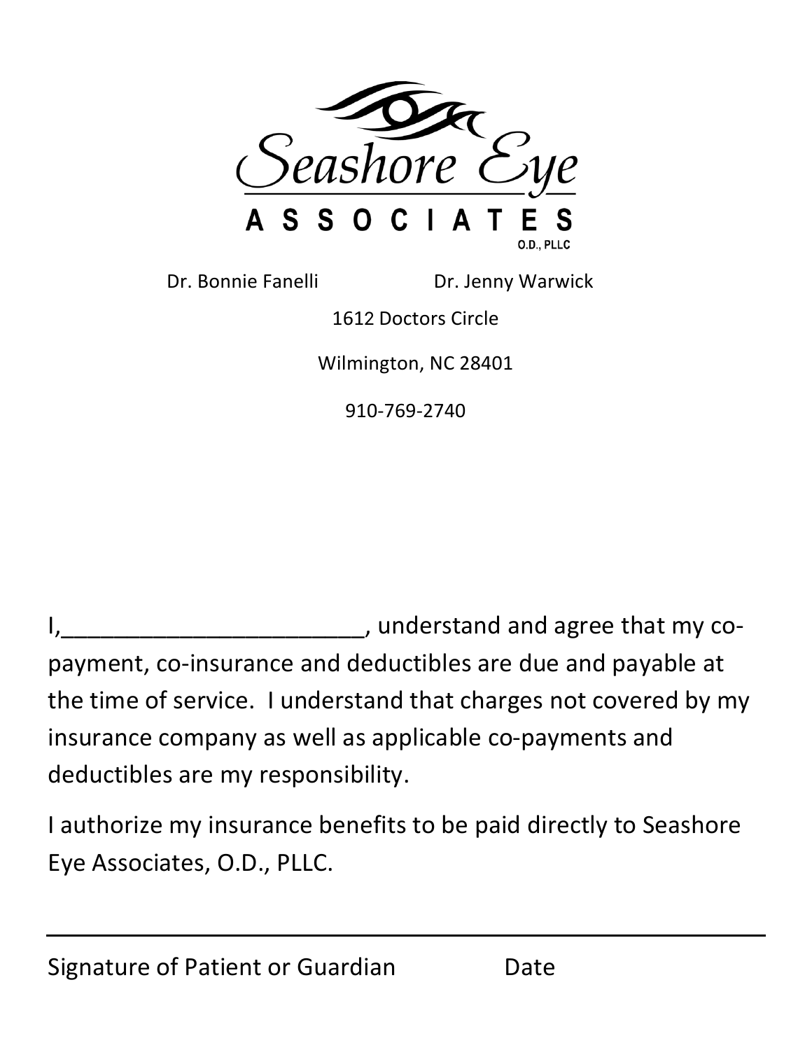# Seashore Eye

**ASSOCIATES**

O.D., PLLC

Dr. Bonnie Fanelli Dr. Jenny Warwick

1612 Doctors Circle

Wilmington, NC 28401

910-769-2740

I,________________________, understand and agree that my co-payment, co-insurance and deductibles are due and payable at the time of service. I understand that charges not covered by my insurance company as well as applicable co-payments and deductibles are my responsibility.

I authorize my insurance benefits to be paid directly to Seashore Eye Associates, O.D., PLLC.

_______________________________________________

Signature of Patient or Guardian Date